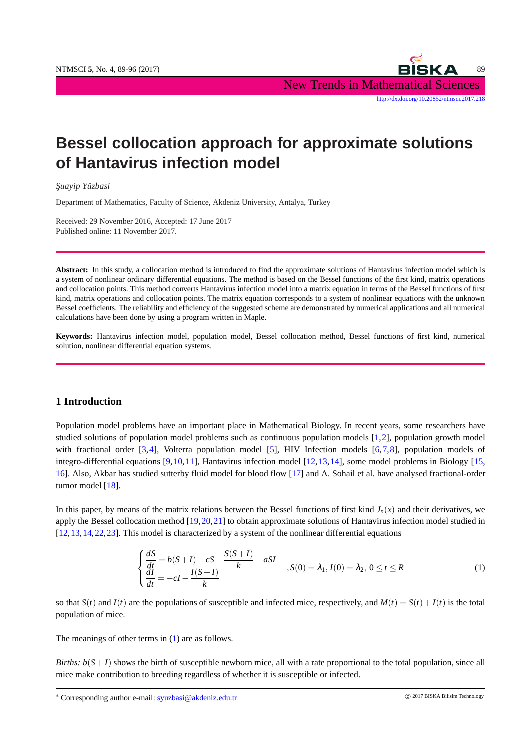# Bessel collocation approach for approximate solutions of Hantavirus infection model

*Şuayip Yüzbasi*

Department of Mathematics, Faculty of Science, Akdeniz University, Antalya, Turkey

Received: 29 November 2016, Accepted: 17 June 2017
Published online: 11 November 2017.

**Abstract:** In this study, a collocation method is introduced to find the approximate solutions of Hantavirus infection model which is a system of nonlinear ordinary differential equations. The method is based on the Bessel functions of the first kind, matrix operations and collocation points. This method converts Hantavirus infection model into a matrix equation in terms of the Bessel functions of first kind, matrix operations and collocation points. The matrix equation corresponds to a system of nonlinear equations with the unknown Bessel coefficients. The reliability and efficiency of the suggested scheme are demonstrated by numerical applications and all numerical calculations have been done by using a program written in Maple.

**Keywords:** Hantavirus infection model, population model, Bessel collocation method, Bessel functions of first kind, numerical solution, nonlinear differential equation systems.

## 1 Introduction

Population model problems have an important place in Mathematical Biology. In recent years, some researchers have studied solutions of population model problems such as continuous population models [1,2], population growth model with fractional order [3,4], Volterra population model [5], HIV Infection models [6,7,8], population models of integro-differential equations [9,10,11], Hantavirus infection model [12,13,14], some model problems in Biology [15, 16]. Also, Akbar has studied sutterby fluid model for blood flow [17] and A. Sohail et al. have analysed fractional-order tumor model [18].

In this paper, by means of the matrix relations between the Bessel functions of first kind $J_n(x)$ and their derivatives, we apply the Bessel collocation method [19,20,21] to obtain approximate solutions of Hantavirus infection model studied in [12,13,14,22,23]. This model is characterized by a system of the nonlinear differential equations

$$\begin{cases} \dfrac{dS}{dt} = b(S+I) - cS - \dfrac{S(S+I)}{k} - aSI \\ \dfrac{dI}{dt} = -cI - \dfrac{I(S+I)}{k} \end{cases} , S(0) = \lambda_1,\, I(0) = \lambda_2,\; 0 \le t \le R \tag{1}$$

so that $S(t)$ and $I(t)$ are the populations of susceptible and infected mice, respectively, and $M(t) = S(t) + I(t)$ is the total population of mice.

The meanings of other terms in (1) are as follows.

*Births:* $b(S+I)$ shows the birth of susceptible newborn mice, all with a rate proportional to the total population, since all mice make contribution to breeding regardless of whether it is susceptible or infected.

* Corresponding author e-mail: syuzbasi@akdeniz.edu.tr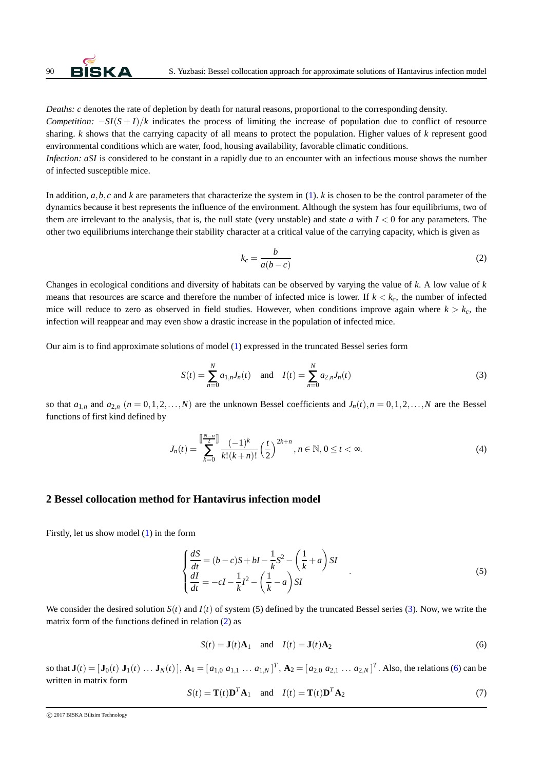*Deaths:* $c$ denotes the rate of depletion by death for natural reasons, proportional to the corresponding density.
*Competition:* $-SI(S+I)/k$ indicates the process of limiting the increase of population due to conflict of resource sharing. $k$ shows that the carrying capacity of all means to protect the population. Higher values of $k$ represent good environmental conditions which are water, food, housing availability, favorable climatic conditions.
*Infection:* $aSI$ is considered to be constant in a rapidly due to an encounter with an infectious mouse shows the number of infected susceptible mice.

In addition, $a,b,c$ and $k$ are parameters that characterize the system in (1). $k$ is chosen to be the control parameter of the dynamics because it best represents the influence of the environment. Although the system has four equilibriums, two of them are irrelevant to the analysis, that is, the null state (very unstable) and state $a$ with $I<0$ for any parameters. The other two equilibriums interchange their stability character at a critical value of the carrying capacity, which is given as

$$k_c = \frac{b}{a(b-c)} \tag{2}$$

Changes in ecological conditions and diversity of habitats can be observed by varying the value of $k$. A low value of $k$ means that resources are scarce and therefore the number of infected mice is lower. If $k<k_c$, the number of infected mice will reduce to zero as observed in field studies. However, when conditions improve again where $k>k_c$, the infection will reappear and may even show a drastic increase in the population of infected mice.

Our aim is to find approximate solutions of model (1) expressed in the truncated Bessel series form

$$S(t) = \sum_{n=0}^{N} a_{1,n} J_n(t) \quad \text{and} \quad I(t) = \sum_{n=0}^{N} a_{2,n} J_n(t) \tag{3}$$

so that $a_{1,n}$ and $a_{2,n}$ $(n=0,1,2,\ldots,N)$ are the unknown Bessel coefficients and $J_n(t), n=0,1,2,\ldots,N$ are the Bessel functions of first kind defined by

$$J_n(t) = \sum_{k=0}^{\left[\!\left[\frac{N-n}{2}\right]\!\right]} \frac{(-1)^k}{k!(k+n)!} \left(\frac{t}{2}\right)^{2k+n}, n \in \mathbb{N}, 0 \le t < \infty. \tag{4}$$

## 2 Bessel collocation method for Hantavirus infection model

Firstly, let us show model (1) in the form

$$\begin{cases} \dfrac{dS}{dt} = (b-c)S + bI - \dfrac{1}{k}S^2 - \left(\dfrac{1}{k} + a\right) SI \\ \dfrac{dI}{dt} = -cI - \dfrac{1}{k}I^2 - \left(\dfrac{1}{k} - a\right) SI \end{cases} . \tag{5}$$

We consider the desired solution $S(t)$ and $I(t)$ of system (5) defined by the truncated Bessel series (3). Now, we write the matrix form of the functions defined in relation (2) as

$$S(t) = \mathbf{J}(t)\mathbf{A}_1 \quad \text{and} \quad I(t) = \mathbf{J}(t)\mathbf{A}_2 \tag{6}$$

so that $\mathbf{J}(t) = [\,\mathbf{J}_0(t)\ \mathbf{J}_1(t)\ \ldots\ \mathbf{J}_N(t)\,]$, $\mathbf{A}_1 = [\,a_{1,0}\ a_{1,1}\ \ldots\ a_{1,N}\,]^T$, $\mathbf{A}_2 = [\,a_{2,0}\ a_{2,1}\ \ldots\ a_{2,N}\,]^T$. Also, the relations (6) can be written in matrix form

$$S(t) = \mathbf{T}(t)\mathbf{D}^T\mathbf{A}_1 \quad \text{and} \quad I(t) = \mathbf{T}(t)\mathbf{D}^T\mathbf{A}_2 \tag{7}$$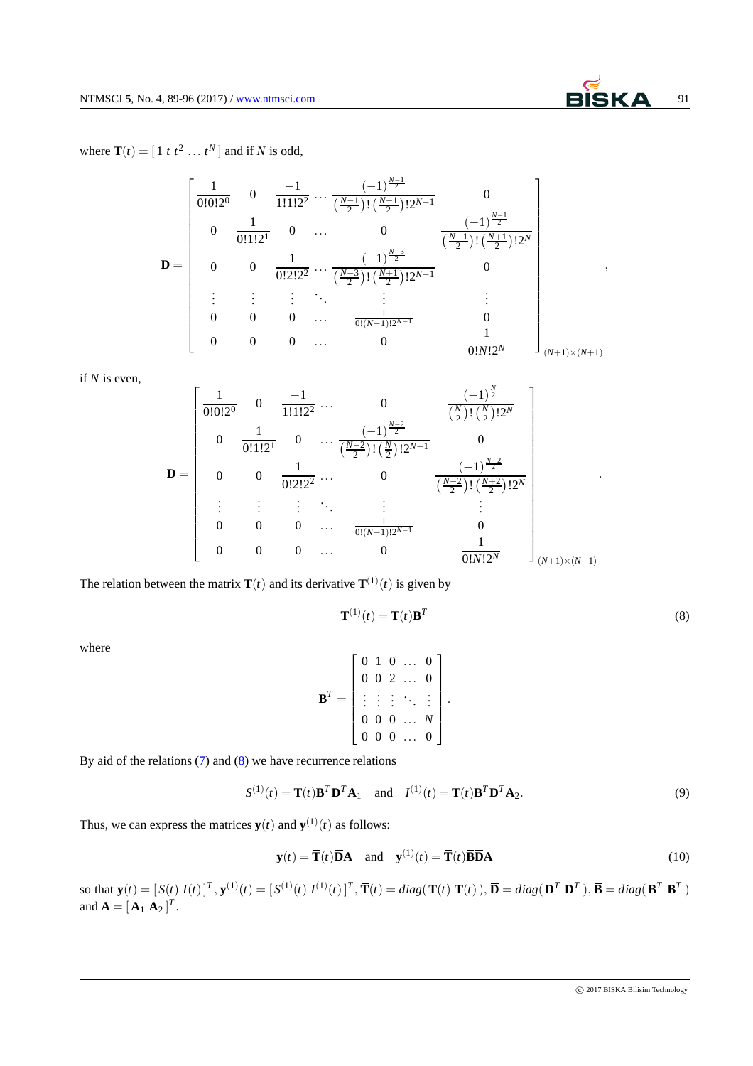where $\mathbf{T}(t) = [\,1\ t\ t^2\ \dots\ t^N\,]$ and if $N$ is odd,

$$\mathbf{D} = \begin{bmatrix} \frac{1}{0!0!2^0} & 0 & \frac{-1}{1!1!2^2} & \cdots & \frac{(-1)^{\frac{N-1}{2}}}{\left(\frac{N-1}{2}\right)!\left(\frac{N-1}{2}\right)!2^{N-1}} & 0 \\ 0 & \frac{1}{0!1!2^1} & 0 & \cdots & 0 & \frac{(-1)^{\frac{N-1}{2}}}{\left(\frac{N-1}{2}\right)!\left(\frac{N+1}{2}\right)!2^{N}} \\ 0 & 0 & \frac{1}{0!2!2^2} & \cdots & \frac{(-1)^{\frac{N-3}{2}}}{\left(\frac{N-3}{2}\right)!\left(\frac{N+1}{2}\right)!2^{N-1}} & 0 \\ \vdots & \vdots & \vdots & \ddots & \vdots & \vdots \\ 0 & 0 & 0 & \cdots & \frac{1}{0!(N-1)!2^{N-1}} & 0 \\ 0 & 0 & 0 & \cdots & 0 & \frac{1}{0!N!2^N} \end{bmatrix}_{(N+1)\times(N+1)},$$

if $N$ is even,

$$\mathbf{D} = \begin{bmatrix} \frac{1}{0!0!2^0} & 0 & \frac{-1}{1!1!2^2} & \cdots & 0 & \frac{(-1)^{\frac{N}{2}}}{\left(\frac{N}{2}\right)!\left(\frac{N}{2}\right)!2^{N}} \\ 0 & \frac{1}{0!1!2^1} & 0 & \cdots & \frac{(-1)^{\frac{N-2}{2}}}{\left(\frac{N-2}{2}\right)!\left(\frac{N}{2}\right)!2^{N-1}} & 0 \\ 0 & 0 & \frac{1}{0!2!2^2} & \cdots & 0 & \frac{(-1)^{\frac{N-2}{2}}}{\left(\frac{N-2}{2}\right)!\left(\frac{N+2}{2}\right)!2^{N}} \\ \vdots & \vdots & \vdots & \ddots & \vdots & \vdots \\ 0 & 0 & 0 & \cdots & \frac{1}{0!(N-1)!2^{N-1}} & 0 \\ 0 & 0 & 0 & \cdots & 0 & \frac{1}{0!N!2^N} \end{bmatrix}_{(N+1)\times(N+1)}.$$

The relation between the matrix $\mathbf{T}(t)$ and its derivative $\mathbf{T}^{(1)}(t)$ is given by

$$\mathbf{T}^{(1)}(t) = \mathbf{T}(t)\mathbf{B}^T \tag{8}$$

where

$$\mathbf{B}^T = \begin{bmatrix} 0 & 1 & 0 & \dots & 0 \\ 0 & 0 & 2 & \dots & 0 \\ \vdots & \vdots & \vdots & \ddots & \vdots \\ 0 & 0 & 0 & \dots & N \\ 0 & 0 & 0 & \dots & 0 \end{bmatrix}.$$

By aid of the relations (7) and (8) we have recurrence relations

$$S^{(1)}(t) = \mathbf{T}(t)\mathbf{B}^T\mathbf{D}^T\mathbf{A}_1 \quad \text{and} \quad I^{(1)}(t) = \mathbf{T}(t)\mathbf{B}^T\mathbf{D}^T\mathbf{A}_2. \tag{9}$$

Thus, we can express the matrices $\mathbf{y}(t)$ and $\mathbf{y}^{(1)}(t)$ as follows:

$$\mathbf{y}(t) = \overline{\mathbf{T}}(t)\overline{\mathbf{D}}\mathbf{A} \quad \text{and} \quad \mathbf{y}^{(1)}(t) = \overline{\mathbf{T}}(t)\overline{\mathbf{B}}\overline{\mathbf{D}}\mathbf{A} \tag{10}$$

so that $\mathbf{y}(t) = [\,S(t)\ I(t)\,]^T$, $\mathbf{y}^{(1)}(t) = [\,S^{(1)}(t)\ I^{(1)}(t)\,]^T$, $\overline{\mathbf{T}}(t) = diag(\,\mathbf{T}(t)\ \mathbf{T}(t)\,)$, $\overline{\mathbf{D}} = diag(\,\mathbf{D}^T\ \mathbf{D}^T\,)$, $\overline{\mathbf{B}} = diag(\,\mathbf{B}^T\ \mathbf{B}^T\,)$ and $\mathbf{A} = [\,\mathbf{A}_1\ \mathbf{A}_2\,]^T$.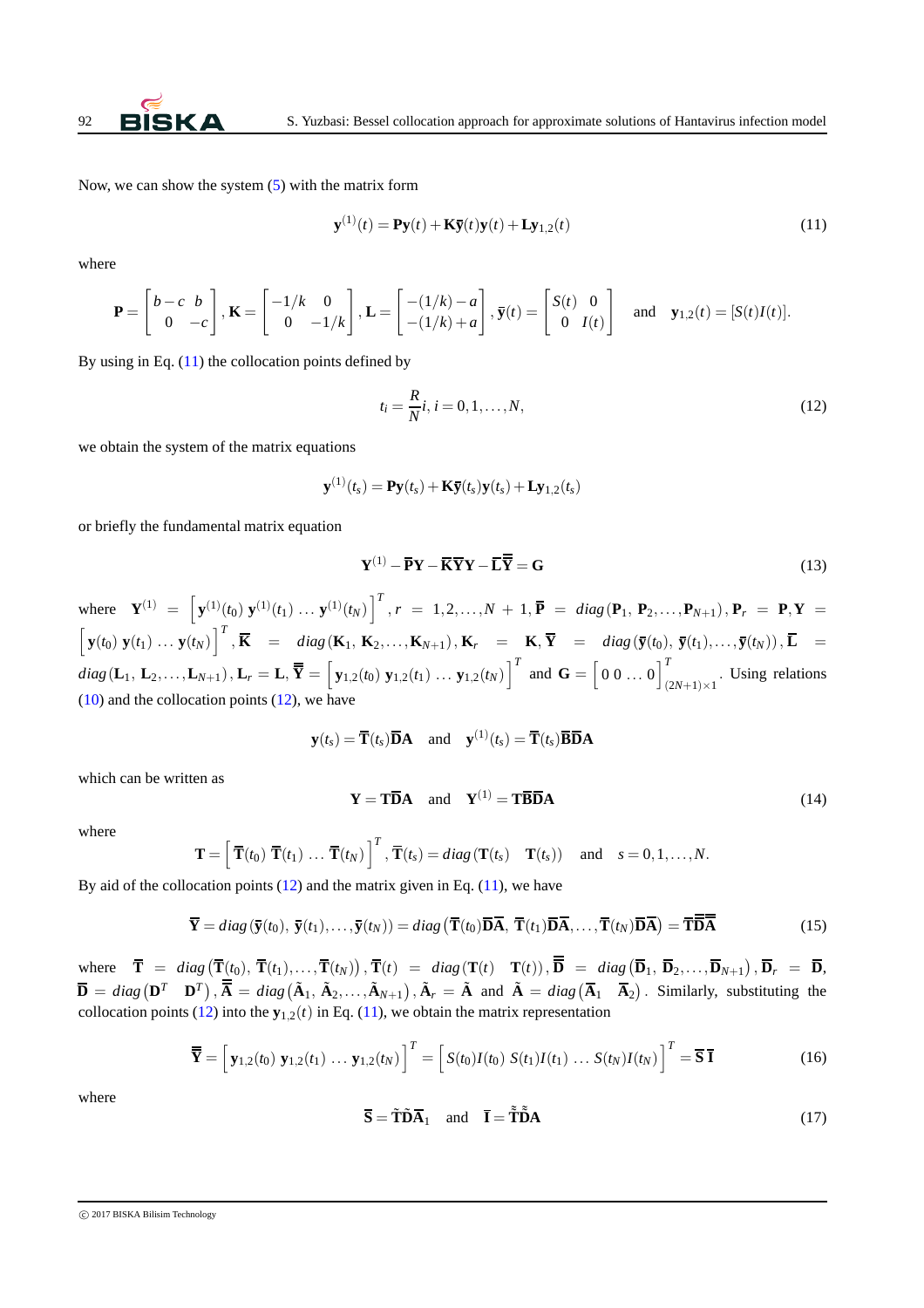Now, we can show the system (5) with the matrix form

$$\mathbf{y}^{(1)}(t) = \mathbf{P}\mathbf{y}(t) + \mathbf{K}\bar{\mathbf{y}}(t)\mathbf{y}(t) + \mathbf{L}\mathbf{y}_{1,2}(t) \tag{11}$$

where

$$\mathbf{P} = \begin{bmatrix} b-c & b \\ 0 & -c \end{bmatrix}, \mathbf{K} = \begin{bmatrix} -1/k & 0 \\ 0 & -1/k \end{bmatrix}, \mathbf{L} = \begin{bmatrix} -(1/k)-a \\ -(1/k)+a \end{bmatrix}, \bar{\mathbf{y}}(t) = \begin{bmatrix} S(t) & 0 \\ 0 & I(t) \end{bmatrix} \quad \text{and} \quad \mathbf{y}_{1,2}(t) = [S(t)I(t)].$$

By using in Eq. (11) the collocation points defined by

$$t_i = \frac{R}{N}i, \; i = 0,1,\ldots,N, \tag{12}$$

we obtain the system of the matrix equations

$$\mathbf{y}^{(1)}(t_s) = \mathbf{P}\mathbf{y}(t_s) + \mathbf{K}\bar{\mathbf{y}}(t_s)\mathbf{y}(t_s) + \mathbf{L}\mathbf{y}_{1,2}(t_s)$$

or briefly the fundamental matrix equation

$$\mathbf{Y}^{(1)} - \bar{\mathbf{P}}\mathbf{Y} - \bar{\mathbf{K}}\bar{\mathbf{Y}}\mathbf{Y} - \bar{\mathbf{L}}\bar{\bar{\mathbf{Y}}} = \mathbf{G} \tag{13}$$

where $\mathbf{Y}^{(1)} = \left[\mathbf{y}^{(1)}(t_0)\; \mathbf{y}^{(1)}(t_1)\; \ldots\; \mathbf{y}^{(1)}(t_N)\right]^T$, $r = 1,2,\ldots,N+1$, $\bar{\mathbf{P}} = diag\left(\mathbf{P}_1, \mathbf{P}_2, \ldots, \mathbf{P}_{N+1}\right)$, $\mathbf{P}_r = \mathbf{P}$, $\mathbf{Y} = \left[\mathbf{y}(t_0)\; \mathbf{y}(t_1)\; \ldots\; \mathbf{y}(t_N)\right]^T$, $\bar{\mathbf{K}} = diag\left(\mathbf{K}_1, \mathbf{K}_2, \ldots, \mathbf{K}_{N+1}\right)$, $\mathbf{K}_r = \mathbf{K}$, $\bar{\mathbf{Y}} = diag\left(\bar{\mathbf{y}}(t_0), \bar{\mathbf{y}}(t_1), \ldots, \bar{\mathbf{y}}(t_N)\right)$, $\bar{\mathbf{L}} = diag\left(\mathbf{L}_1, \mathbf{L}_2, \ldots, \mathbf{L}_{N+1}\right)$, $\mathbf{L}_r = \mathbf{L}$, $\bar{\bar{\mathbf{Y}}} = \left[\mathbf{y}_{1,2}(t_0)\; \mathbf{y}_{1,2}(t_1)\; \ldots\; \mathbf{y}_{1,2}(t_N)\right]^T$ and $\mathbf{G} = \left[0\; 0\; \ldots\; 0\right]^T_{(2N+1)\times 1}$. Using relations (10) and the collocation points (12), we have

$$\mathbf{y}(t_s) = \bar{\mathbf{T}}(t_s)\bar{\mathbf{D}}\mathbf{A} \quad \text{and} \quad \mathbf{y}^{(1)}(t_s) = \bar{\mathbf{T}}(t_s)\bar{\mathbf{B}}\bar{\mathbf{D}}\mathbf{A}$$

which can be written as

$$\mathbf{Y} = \mathbf{T}\bar{\mathbf{D}}\mathbf{A} \quad \text{and} \quad \mathbf{Y}^{(1)} = \mathbf{T}\bar{\mathbf{B}}\bar{\mathbf{D}}\mathbf{A} \tag{14}$$

where

$$\mathbf{T} = \left[\bar{\mathbf{T}}(t_0)\; \bar{\mathbf{T}}(t_1)\; \ldots\; \bar{\mathbf{T}}(t_N)\right]^T, \bar{\mathbf{T}}(t_s) = diag\left(\mathbf{T}(t_s) \quad \mathbf{T}(t_s)\right) \quad \text{and} \quad s = 0,1,\ldots,N.$$

By aid of the collocation points (12) and the matrix given in Eq. (11), we have

$$\bar{\mathbf{Y}} = diag\left(\bar{\mathbf{y}}(t_0), \bar{\mathbf{y}}(t_1), \ldots, \bar{\mathbf{y}}(t_N)\right) = diag\left(\bar{\mathbf{T}}(t_0)\bar{\mathbf{D}}\bar{\mathbf{A}}, \bar{\mathbf{T}}(t_1)\bar{\mathbf{D}}\bar{\mathbf{A}}, \ldots, \bar{\mathbf{T}}(t_N)\bar{\mathbf{D}}\bar{\mathbf{A}}\right) = \bar{\mathbf{T}}\bar{\bar{\mathbf{D}}}\bar{\bar{\mathbf{A}}} \tag{15}$$

where $\bar{\mathbf{T}} = diag\left(\bar{\mathbf{T}}(t_0), \bar{\mathbf{T}}(t_1), \ldots, \bar{\mathbf{T}}(t_N)\right)$, $\bar{\mathbf{T}}(t) = diag\left(\mathbf{T}(t) \quad \mathbf{T}(t)\right)$, $\bar{\bar{\mathbf{D}}} = diag\left(\bar{\mathbf{D}}_1, \bar{\mathbf{D}}_2, \ldots, \bar{\mathbf{D}}_{N+1}\right)$, $\bar{\mathbf{D}}_r = \bar{\mathbf{D}}$, $\bar{\mathbf{D}} = diag\left(\mathbf{D}^T \quad \mathbf{D}^T\right)$, $\bar{\bar{\mathbf{A}}} = diag\left(\tilde{\mathbf{A}}_1, \tilde{\mathbf{A}}_2, \ldots, \tilde{\mathbf{A}}_{N+1}\right)$, $\tilde{\mathbf{A}}_r = \tilde{\mathbf{A}}$ and $\tilde{\mathbf{A}} = diag\left(\bar{\mathbf{A}}_1 \quad \bar{\mathbf{A}}_2\right)$. Similarly, substituting the collocation points (12) into the $\mathbf{y}_{1,2}(t)$ in Eq. (11), we obtain the matrix representation

$$\bar{\bar{\mathbf{Y}}} = \left[\mathbf{y}_{1,2}(t_0)\; \mathbf{y}_{1,2}(t_1)\; \ldots\; \mathbf{y}_{1,2}(t_N)\right]^T = \left[S(t_0)I(t_0)\; S(t_1)I(t_1)\; \ldots\; S(t_N)I(t_N)\right]^T = \bar{\mathbf{S}}\,\bar{\mathbf{I}} \tag{16}$$

where

$$\bar{\mathbf{S}} = \tilde{\mathbf{T}}\tilde{\mathbf{D}}\bar{\mathbf{A}}_1 \quad \text{and} \quad \bar{\mathbf{I}} = \tilde{\tilde{\mathbf{T}}}\tilde{\tilde{\mathbf{D}}}\mathbf{A} \tag{17}$$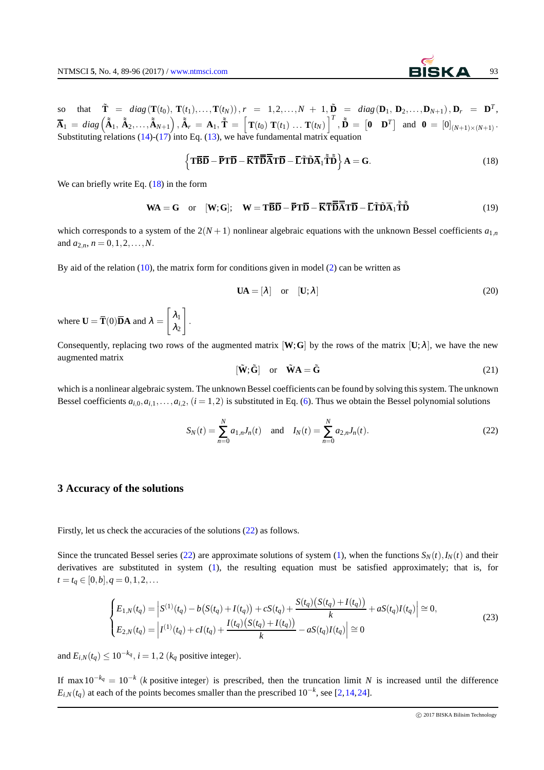so that $\tilde{\mathbf{T}} = diag(\mathbf{T}(t_0), \mathbf{T}(t_1), \ldots, \mathbf{T}(t_N))$, $r = 1,2,\ldots,N+1$, $\tilde{\mathbf{D}} = diag(\mathbf{D}_1, \mathbf{D}_2, \ldots, \mathbf{D}_{N+1})$, $\mathbf{D}_r = \mathbf{D}^T$, $\overline{\mathbf{A}}_1 = diag\left(\tilde{\tilde{\mathbf{A}}}_1, \tilde{\tilde{\mathbf{A}}}_2, \ldots, \tilde{\tilde{\mathbf{A}}}_{N+1}\right)$, $\tilde{\tilde{\mathbf{A}}}_r = \mathbf{A}_1$, $\tilde{\tilde{\mathbf{T}}} = \left[\mathbf{T}(t_0)\ \mathbf{T}(t_1)\ \ldots\ \mathbf{T}(t_N)\right]^T$, $\tilde{\tilde{\mathbf{D}}} = \left[\mathbf{0}\quad \mathbf{D}^T\right]$ and $\mathbf{0} = [0]_{(N+1)\times(N+1)}$. Substituting relations (14)-(17) into Eq. (13), we have fundamental matrix equation

$$\left\{\mathbf{T}\overline{\mathbf{B}}\overline{\mathbf{D}} - \overline{\mathbf{P}}\mathbf{T}\overline{\mathbf{D}} - \overline{\mathbf{K}}\overline{\mathbf{T}}\overline{\overline{\mathbf{D}}}\overline{\overline{\mathbf{A}}}\mathbf{T}\overline{\mathbf{D}} - \overline{\mathbf{L}}\tilde{\mathbf{T}}\tilde{\mathbf{D}}\overline{\mathbf{A}}_1\tilde{\tilde{\mathbf{T}}}\tilde{\tilde{\mathbf{D}}}\right\}\mathbf{A} = \mathbf{G}. \tag{18}$$

We can briefly write Eq. (18) in the form

$$\mathbf{W}\mathbf{A} = \mathbf{G} \quad \text{or} \quad [\mathbf{W};\mathbf{G}]; \quad \mathbf{W} = \mathbf{T}\overline{\mathbf{B}}\overline{\mathbf{D}} - \overline{\mathbf{P}}\mathbf{T}\overline{\mathbf{D}} - \overline{\mathbf{K}}\overline{\mathbf{T}}\overline{\overline{\mathbf{D}}}\overline{\overline{\mathbf{A}}}\mathbf{T}\overline{\mathbf{D}} - \overline{\mathbf{L}}\tilde{\mathbf{T}}\tilde{\mathbf{D}}\overline{\mathbf{A}}_1\tilde{\tilde{\mathbf{T}}}\tilde{\tilde{\mathbf{D}}} \tag{19}$$

which corresponds to a system of the $2(N+1)$ nonlinear algebraic equations with the unknown Bessel coefficients $a_{1,n}$ and $a_{2,n}$, $n = 0,1,2,\ldots,N$.

By aid of the relation (10), the matrix form for conditions given in model (2) can be written as

$$\mathbf{U}\mathbf{A} = [\lambda] \quad \text{or} \quad [\mathbf{U};\lambda] \tag{20}$$

where $\mathbf{U} = \overline{\mathbf{T}}(0)\overline{\mathbf{D}}\mathbf{A}$ and $\lambda = \begin{bmatrix}\lambda_1\\ \lambda_2\end{bmatrix}$.

Consequently, replacing two rows of the augmented matrix $[\mathbf{W};\mathbf{G}]$ by the rows of the matrix $[\mathbf{U};\lambda]$, we have the new augmented matrix

$$[\tilde{\mathbf{W}};\tilde{\mathbf{G}}] \quad \text{or} \quad \tilde{\mathbf{W}}\mathbf{A} = \tilde{\mathbf{G}} \tag{21}$$

which is a nonlinear algebraic system. The unknown Bessel coefficients can be found by solving this system. The unknown Bessel coefficients $a_{i,0}, a_{i,1}, \ldots, a_{i,2}$, $(i = 1,2)$ is substituted in Eq. (6). Thus we obtain the Bessel polynomial solutions

$$S_N(t) = \sum_{n=0}^{N} a_{1,n}J_n(t) \quad \text{and} \quad I_N(t) = \sum_{n=0}^{N} a_{2,n}J_n(t). \tag{22}$$

## 3 Accuracy of the solutions

Firstly, let us check the accuracies of the solutions (22) as follows.

Since the truncated Bessel series (22) are approximate solutions of system (1), when the functions $S_N(t), I_N(t)$ and their derivatives are substituted in system (1), the resulting equation must be satisfied approximately; that is, for $t = t_q \in [0,b], q = 0,1,2,\ldots$

$$\begin{cases} E_{1,N}(t_q) = \left|S^{(1)}(t_q) - b\big(S(t_q)+I(t_q)\big) + cS(t_q) + \dfrac{S(t_q)\big(S(t_q)+I(t_q)\big)}{k} + aS(t_q)I(t_q)\right| \cong 0, \\ E_{2,N}(t_q) = \left|I^{(1)}(t_q) + cI(t_q) + \dfrac{I(t_q)\big(S(t_q)+I(t_q)\big)}{k} - aS(t_q)I(t_q)\right| \cong 0 \end{cases} \tag{23}$$

and $E_{i,N}(t_q) \leq 10^{-k_q}$, $i = 1,2$ ($k_q$ positive integer).

If $\max 10^{-k_q} = 10^{-k}$ ($k$ positive integer) is prescribed, then the truncation limit $N$ is increased until the difference $E_{i,N}(t_q)$ at each of the points becomes smaller than the prescribed $10^{-k}$, see [2,14,24].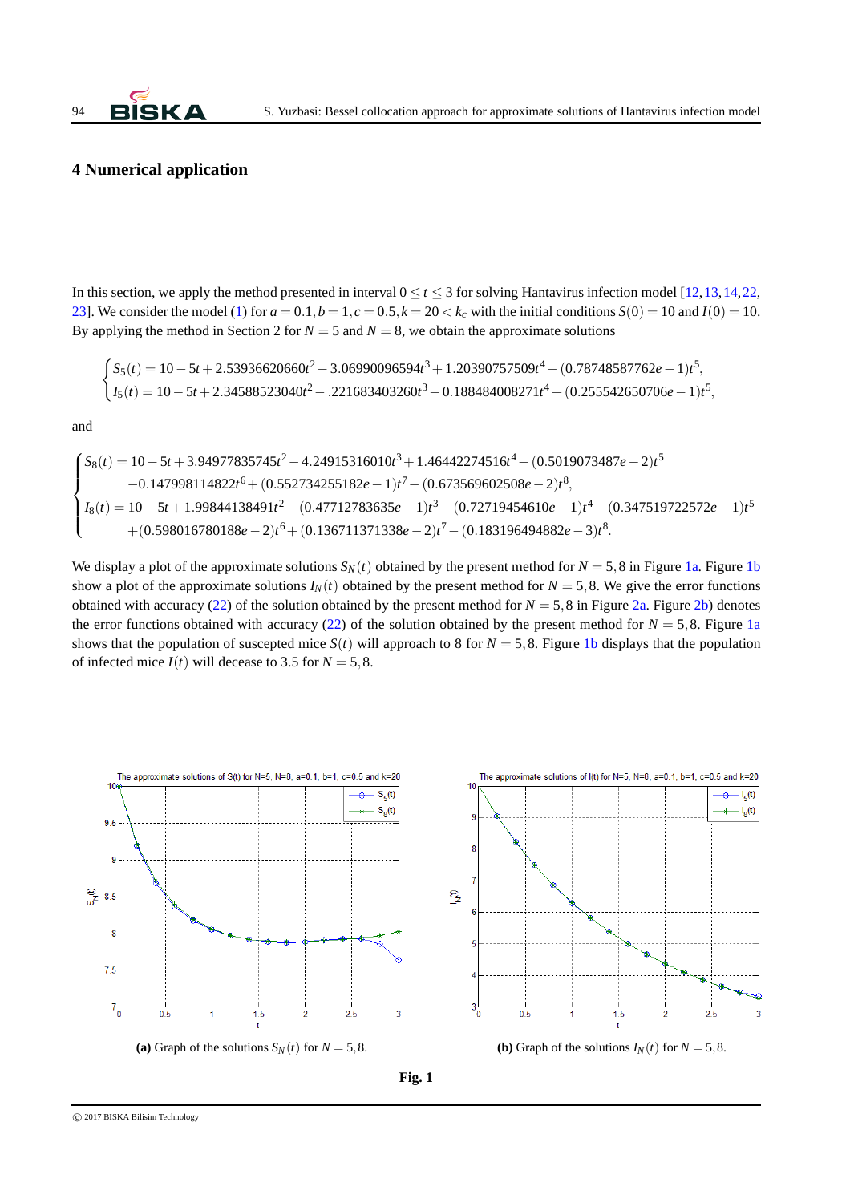## 4 Numerical application

In this section, we apply the method presented in interval $0 \leq t \leq 3$ for solving Hantavirus infection model [12, 13, 14, 22, 23]. We consider the model (1) for $a = 0.1, b = 1, c = 0.5, k = 20 < k_c$ with the initial conditions $S(0) = 10$ and $I(0) = 10$. By applying the method in Section 2 for $N = 5$ and $N = 8$, we obtain the approximate solutions

$$\begin{cases} S_5(t) = 10 - 5t + 2.53936620660t^2 - 3.06990096594t^3 + 1.20390757509t^4 - (0.78748587762e-1)t^5, \\ I_5(t) = 10 - 5t + 2.34588523040t^2 - .221683403260t^3 - 0.188484008271t^4 + (0.255542650706e-1)t^5, \end{cases}$$

and

$$\begin{cases} S_8(t) = 10 - 5t + 3.94977835745t^2 - 4.24915316010t^3 + 1.46442274516t^4 - (0.5019073487e-2)t^5 \\ \qquad -0.147998114822t^6 + (0.552734255182e-1)t^7 - (0.673569602508e-2)t^8, \\ I_8(t) = 10 - 5t + 1.99844138491t^2 - (0.47712783635e-1)t^3 - (0.72719454610e-1)t^4 - (0.347519722572e-1)t^5 \\ \qquad +(0.598016780188e-2)t^6 + (0.136711371338e-2)t^7 - (0.183196494882e-3)t^8. \end{cases}$$

We display a plot of the approximate solutions $S_N(t)$ obtained by the present method for $N = 5, 8$ in Figure 1a. Figure 1b show a plot of the approximate solutions $I_N(t)$ obtained by the present method for $N = 5, 8$. We give the error functions obtained with accuracy (22) of the solution obtained by the present method for $N = 5, 8$ in Figure 2a. Figure 2b) denotes the error functions obtained with accuracy (22) of the solution obtained by the present method for $N = 5, 8$. Figure 1a shows that the population of suscepted mice $S(t)$ will approach to 8 for $N = 5, 8$. Figure 1b displays that the population of infected mice $I(t)$ will decease to 3.5 for $N = 5, 8$.

**(a)** Graph of the solutions $S_N(t)$ for $N = 5, 8$.

**(b)** Graph of the solutions $I_N(t)$ for $N = 5, 8$.

**Fig. 1**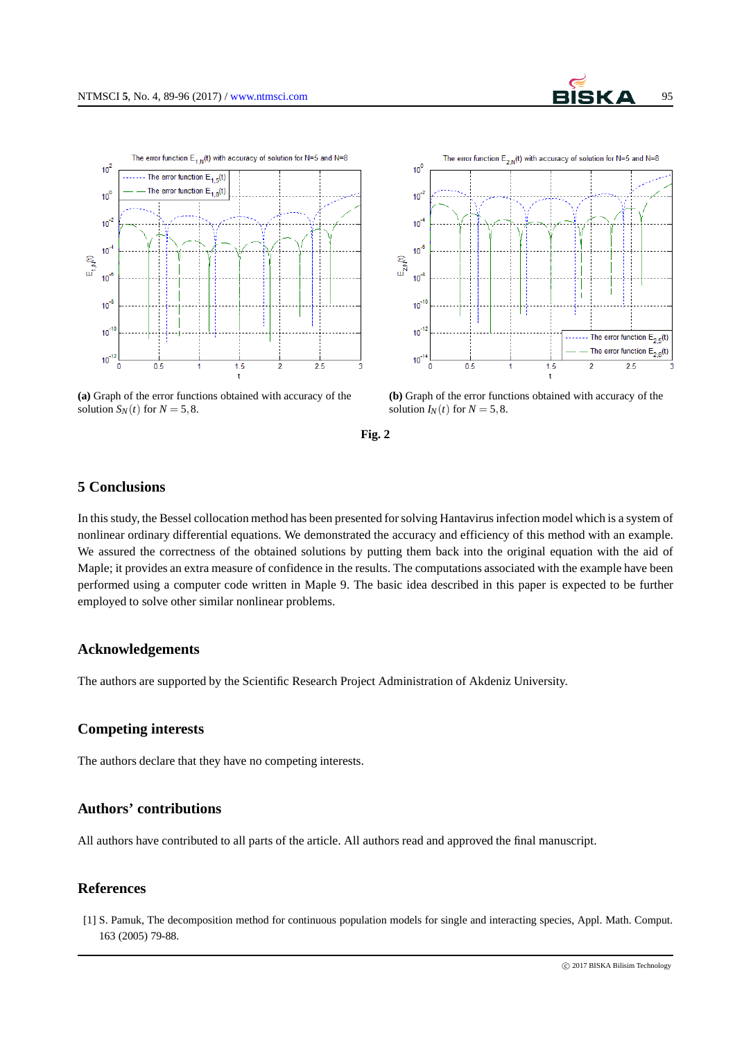**(a)** Graph of the error functions obtained with accuracy of the solution $S_N(t)$ for $N = 5, 8$.

**(b)** Graph of the error functions obtained with accuracy of the solution $I_N(t)$ for $N = 5, 8$.

**Fig. 2**

## 5 Conclusions

In this study, the Bessel collocation method has been presented for solving Hantavirus infection model which is a system of nonlinear ordinary differential equations. We demonstrated the accuracy and efficiency of this method with an example. We assured the correctness of the obtained solutions by putting them back into the original equation with the aid of Maple; it provides an extra measure of confidence in the results. The computations associated with the example have been performed using a computer code written in Maple 9. The basic idea described in this paper is expected to be further employed to solve other similar nonlinear problems.

## Acknowledgements

The authors are supported by the Scientific Research Project Administration of Akdeniz University.

## Competing interests

The authors declare that they have no competing interests.

## Authors' contributions

All authors have contributed to all parts of the article. All authors read and approved the final manuscript.

## References

[1] S. Pamuk, The decomposition method for continuous population models for single and interacting species, Appl. Math. Comput. 163 (2005) 79-88.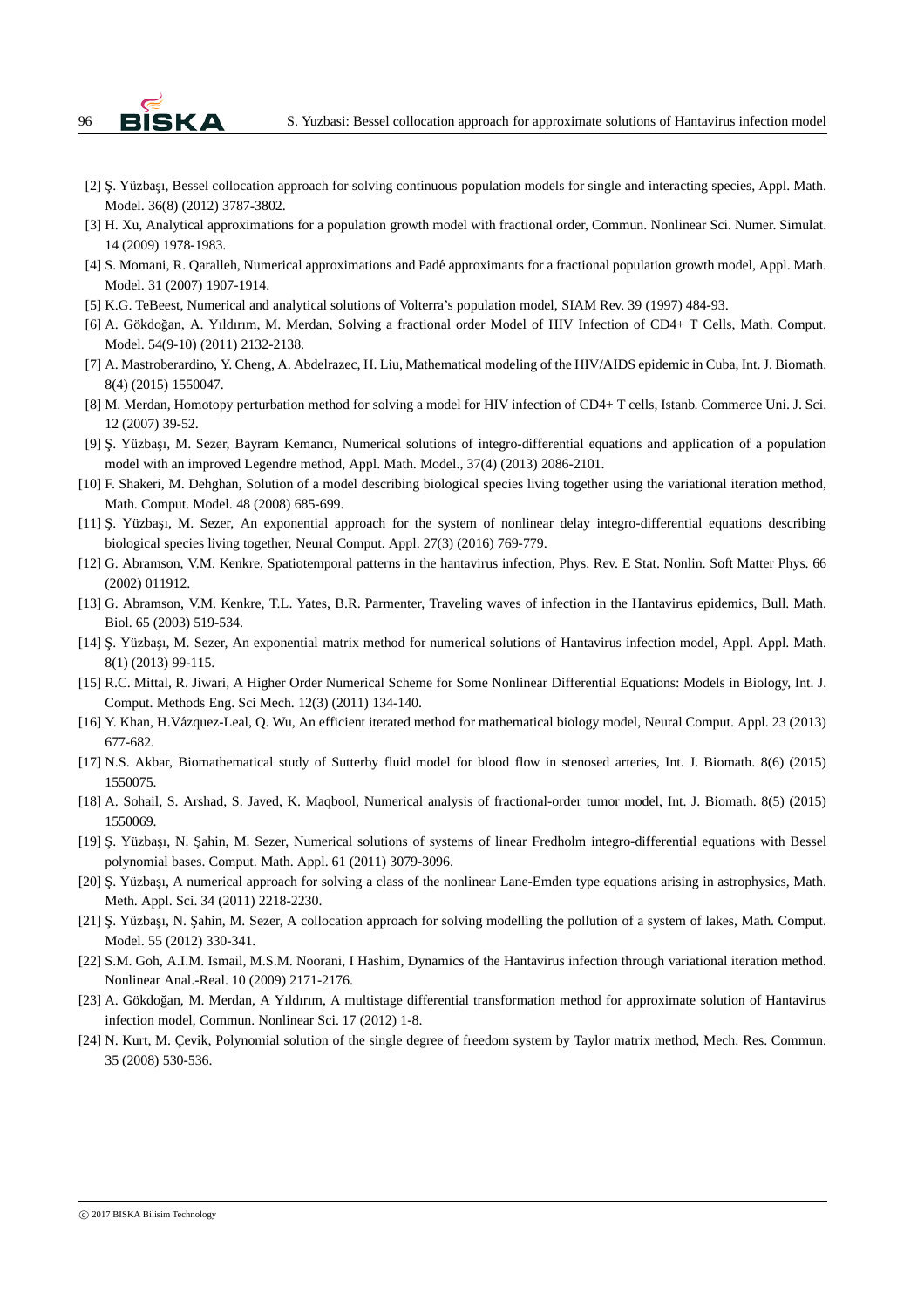[2] Ş. Yüzbaşı, Bessel collocation approach for solving continuous population models for single and interacting species, Appl. Math. Model. 36(8) (2012) 3787-3802.

[3] H. Xu, Analytical approximations for a population growth model with fractional order, Commun. Nonlinear Sci. Numer. Simulat. 14 (2009) 1978-1983.

[4] S. Momani, R. Qaralleh, Numerical approximations and Padé approximants for a fractional population growth model, Appl. Math. Model. 31 (2007) 1907-1914.

[5] K.G. TeBeest, Numerical and analytical solutions of Volterra's population model, SIAM Rev. 39 (1997) 484-93.

[6] A. Gökdoğan, A. Yıldırım, M. Merdan, Solving a fractional order Model of HIV Infection of CD4+ T Cells, Math. Comput. Model. 54(9-10) (2011) 2132-2138.

[7] A. Mastroberardino, Y. Cheng, A. Abdelrazec, H. Liu, Mathematical modeling of the HIV/AIDS epidemic in Cuba, Int. J. Biomath. 8(4) (2015) 1550047.

[8] M. Merdan, Homotopy perturbation method for solving a model for HIV infection of CD4+ T cells, Istanb. Commerce Uni. J. Sci. 12 (2007) 39-52.

[9] Ş. Yüzbaşı, M. Sezer, Bayram Kemancı, Numerical solutions of integro-differential equations and application of a population model with an improved Legendre method, Appl. Math. Model., 37(4) (2013) 2086-2101.

[10] F. Shakeri, M. Dehghan, Solution of a model describing biological species living together using the variational iteration method, Math. Comput. Model. 48 (2008) 685-699.

[11] Ş. Yüzbaşı, M. Sezer, An exponential approach for the system of nonlinear delay integro-differential equations describing biological species living together, Neural Comput. Appl. 27(3) (2016) 769-779.

[12] G. Abramson, V.M. Kenkre, Spatiotemporal patterns in the hantavirus infection, Phys. Rev. E Stat. Nonlin. Soft Matter Phys. 66 (2002) 011912.

[13] G. Abramson, V.M. Kenkre, T.L. Yates, B.R. Parmenter, Traveling waves of infection in the Hantavirus epidemics, Bull. Math. Biol. 65 (2003) 519-534.

[14] Ş. Yüzbaşı, M. Sezer, An exponential matrix method for numerical solutions of Hantavirus infection model, Appl. Appl. Math. 8(1) (2013) 99-115.

[15] R.C. Mittal, R. Jiwari, A Higher Order Numerical Scheme for Some Nonlinear Differential Equations: Models in Biology, Int. J. Comput. Methods Eng. Sci Mech. 12(3) (2011) 134-140.

[16] Y. Khan, H.Vázquez-Leal, Q. Wu, An efficient iterated method for mathematical biology model, Neural Comput. Appl. 23 (2013) 677-682.

[17] N.S. Akbar, Biomathematical study of Sutterby fluid model for blood flow in stenosed arteries, Int. J. Biomath. 8(6) (2015) 1550075.

[18] A. Sohail, S. Arshad, S. Javed, K. Maqbool, Numerical analysis of fractional-order tumor model, Int. J. Biomath. 8(5) (2015) 1550069.

[19] Ş. Yüzbaşı, N. Şahin, M. Sezer, Numerical solutions of systems of linear Fredholm integro-differential equations with Bessel polynomial bases. Comput. Math. Appl. 61 (2011) 3079-3096.

[20] Ş. Yüzbaşı, A numerical approach for solving a class of the nonlinear Lane-Emden type equations arising in astrophysics, Math. Meth. Appl. Sci. 34 (2011) 2218-2230.

[21] Ş. Yüzbaşı, N. Şahin, M. Sezer, A collocation approach for solving modelling the pollution of a system of lakes, Math. Comput. Model. 55 (2012) 330-341.

[22] S.M. Goh, A.I.M. Ismail, M.S.M. Noorani, I Hashim, Dynamics of the Hantavirus infection through variational iteration method. Nonlinear Anal.-Real. 10 (2009) 2171-2176.

[23] A. Gökdoğan, M. Merdan, A Yıldırım, A multistage differential transformation method for approximate solution of Hantavirus infection model, Commun. Nonlinear Sci. 17 (2012) 1-8.

[24] N. Kurt, M. Çevik, Polynomial solution of the single degree of freedom system by Taylor matrix method, Mech. Res. Commun. 35 (2008) 530-536.